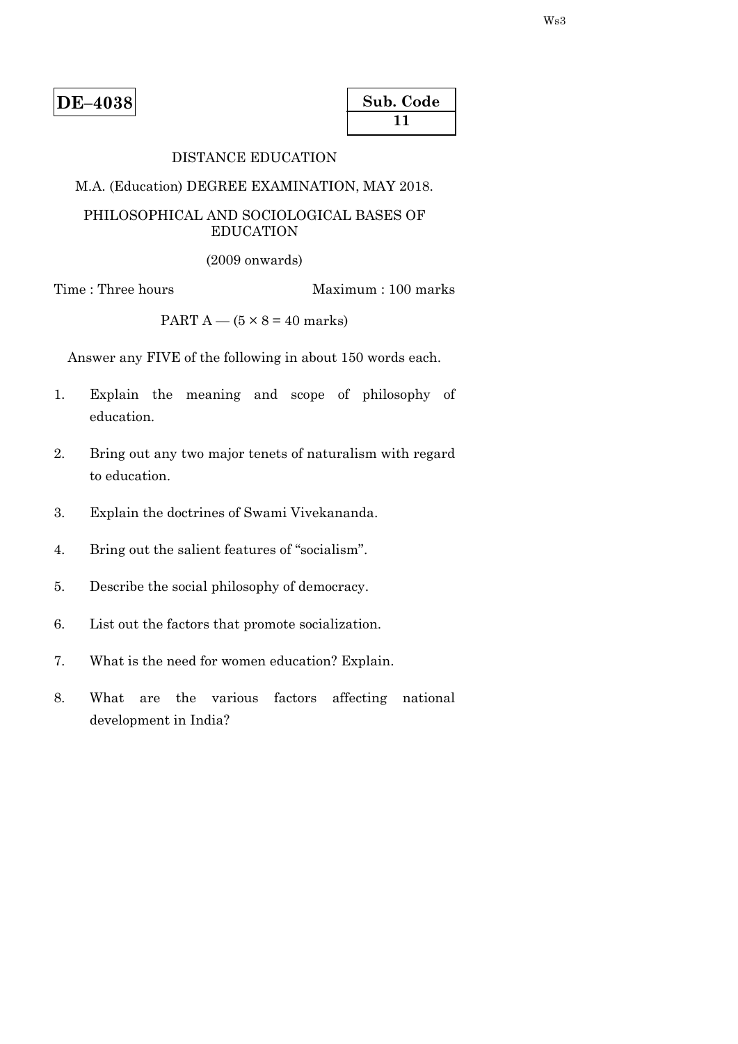**DE–4038**

| Sub. Code |
| --- |
| 11 |

DISTANCE EDUCATION

M.A. (Education) DEGREE EXAMINATION, MAY 2018.

PHILOSOPHICAL AND SOCIOLOGICAL BASES OF EDUCATION

(2009 onwards)

Time : Three hours | Maximum : 100 marks

PART A — (5 × 8 = 40 marks)

Answer any FIVE of the following in about 150 words each.

1. Explain the meaning and scope of philosophy of education.

2. Bring out any two major tenets of naturalism with regard to education.

3. Explain the doctrines of Swami Vivekananda.

4. Bring out the salient features of "socialism".

5. Describe the social philosophy of democracy.

6. List out the factors that promote socialization.

7. What is the need for women education? Explain.

8. What are the various factors affecting national development in India?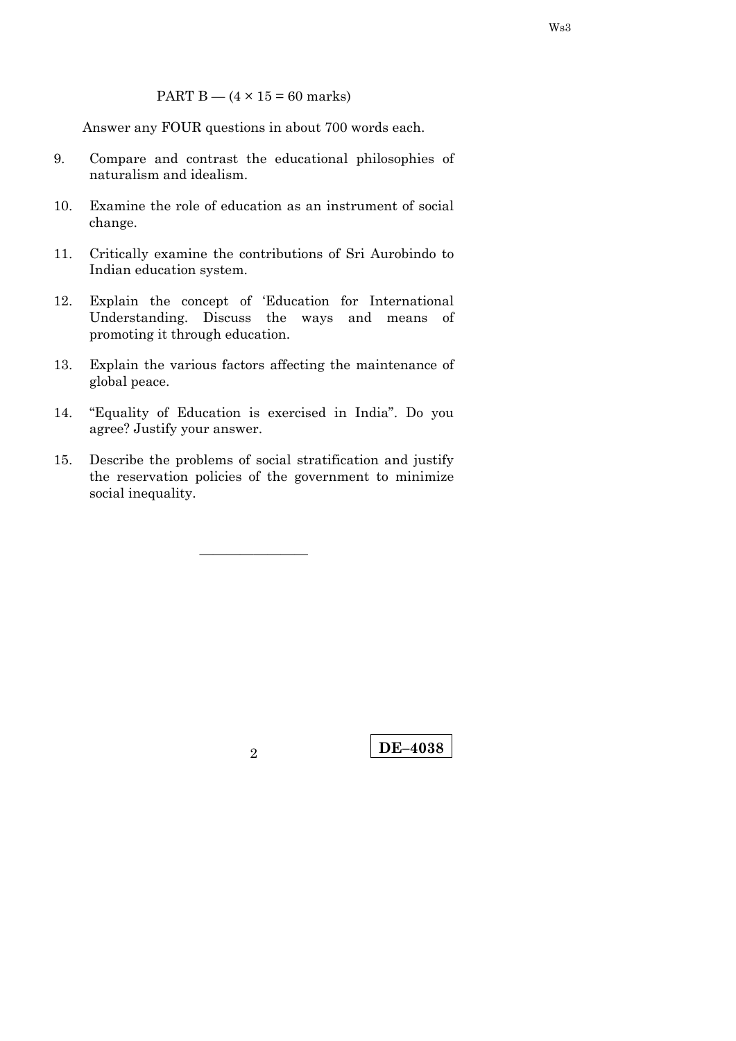PART B — (4 × 15 = 60 marks)

Answer any FOUR questions in about 700 words each.

9. Compare and contrast the educational philosophies of naturalism and idealism.

10. Examine the role of education as an instrument of social change.

11. Critically examine the contributions of Sri Aurobindo to Indian education system.

12. Explain the concept of 'Education for International Understanding. Discuss the ways and means of promoting it through education.

13. Explain the various factors affecting the maintenance of global peace.

14. "Equality of Education is exercised in India". Do you agree? Justify your answer.

15. Describe the problems of social stratification and justify the reservation policies of the government to minimize social inequality.

———————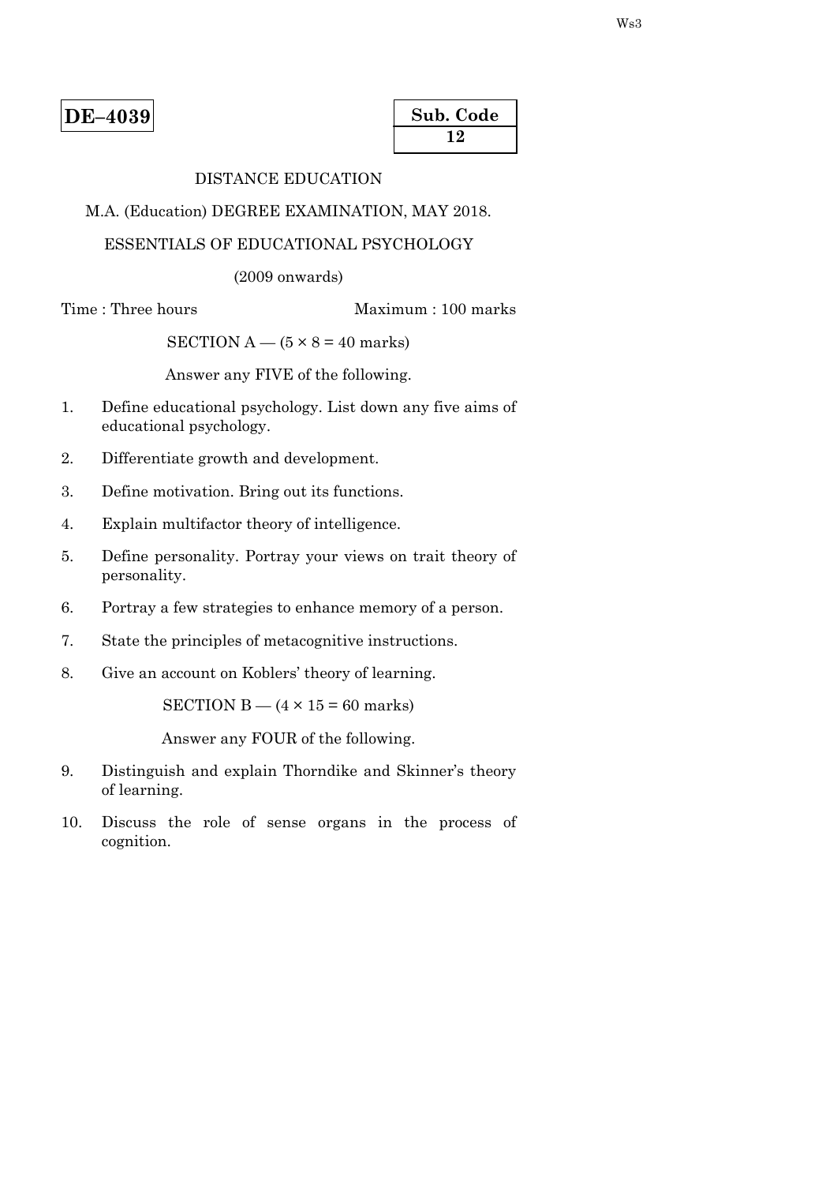**DE–4039**

**Sub. Code**
**12**

DISTANCE EDUCATION

M.A. (Education) DEGREE EXAMINATION, MAY 2018.

ESSENTIALS OF EDUCATIONAL PSYCHOLOGY

(2009 onwards)

Time : Three hours                                    Maximum : 100 marks

SECTION A — (5 × 8 = 40 marks)

Answer any FIVE of the following.

1. Define educational psychology. List down any five aims of educational psychology.

2. Differentiate growth and development.

3. Define motivation. Bring out its functions.

4. Explain multifactor theory of intelligence.

5. Define personality. Portray your views on trait theory of personality.

6. Portray a few strategies to enhance memory of a person.

7. State the principles of metacognitive instructions.

8. Give an account on Koblers' theory of learning.

SECTION B — (4 × 15 = 60 marks)

Answer any FOUR of the following.

9. Distinguish and explain Thorndike and Skinner's theory of learning.

10. Discuss the role of sense organs in the process of cognition.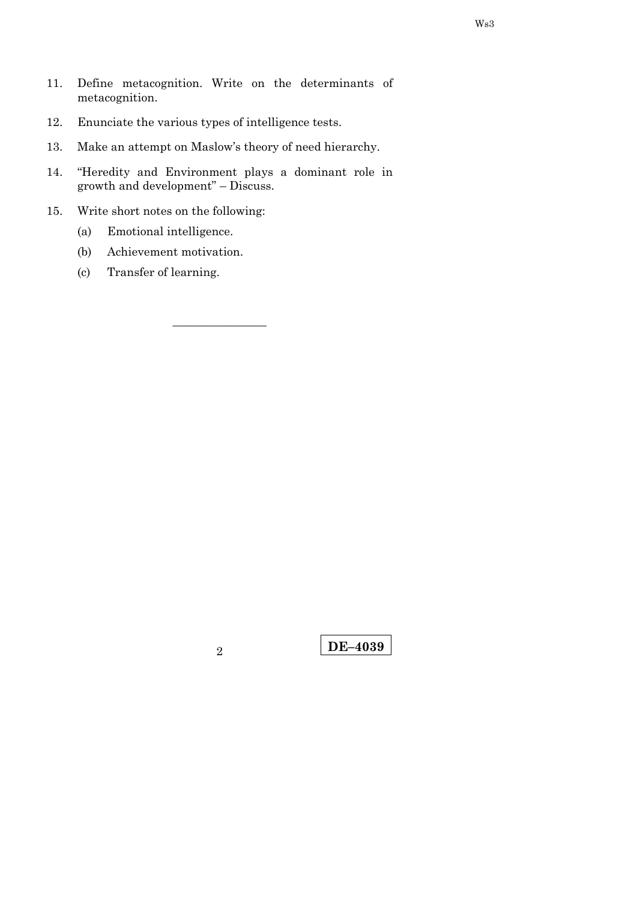11. Define metacognition. Write on the determinants of metacognition.

12. Enunciate the various types of intelligence tests.

13. Make an attempt on Maslow's theory of need hierarchy.

14. "Heredity and Environment plays a dominant role in growth and development" – Discuss.

15. Write short notes on the following:

    (a) Emotional intelligence.

    (b) Achievement motivation.

    (c) Transfer of learning.

---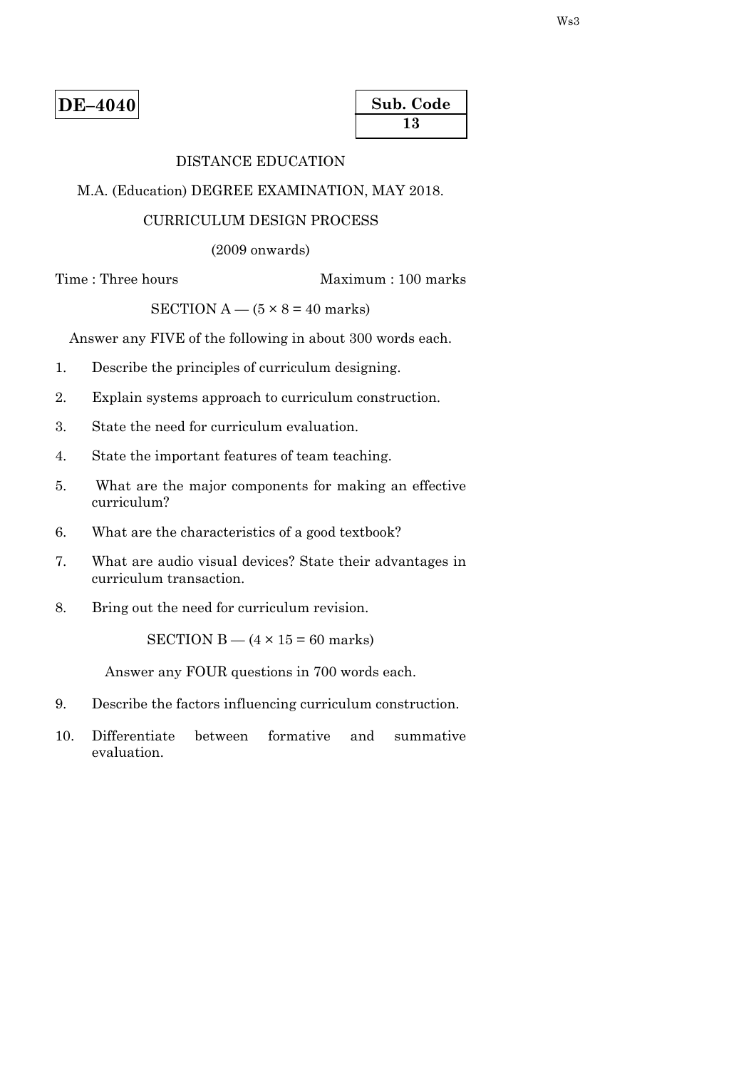**DE–4040**

| Sub. Code |
|---|
| **13** |

DISTANCE EDUCATION

M.A. (Education) DEGREE EXAMINATION, MAY 2018.

CURRICULUM DESIGN PROCESS

(2009 onwards)

Time : Three hours　　　　　　　　　Maximum : 100 marks

SECTION A — (5 × 8 = 40 marks)

Answer any FIVE of the following in about 300 words each.

1. Describe the principles of curriculum designing.

2. Explain systems approach to curriculum construction.

3. State the need for curriculum evaluation.

4. State the important features of team teaching.

5. What are the major components for making an effective curriculum?

6. What are the characteristics of a good textbook?

7. What are audio visual devices? State their advantages in curriculum transaction.

8. Bring out the need for curriculum revision.

SECTION B — (4 × 15 = 60 marks)

Answer any FOUR questions in 700 words each.

9. Describe the factors influencing curriculum construction.

10. Differentiate between formative and summative evaluation.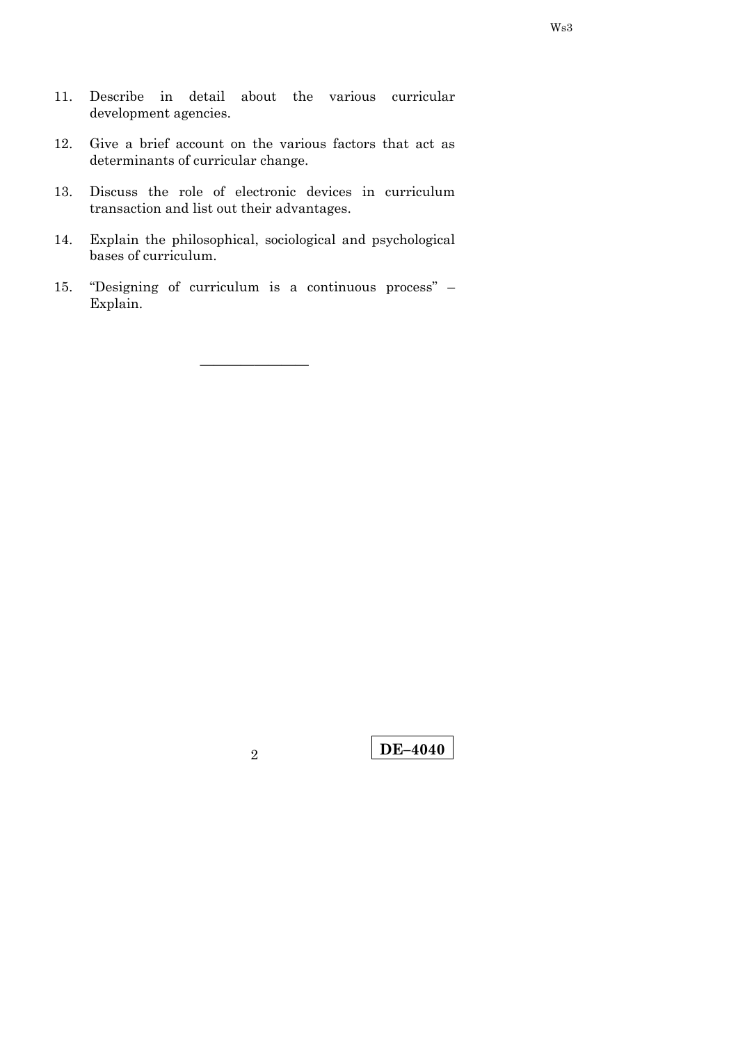11. Describe in detail about the various curricular development agencies.

12. Give a brief account on the various factors that act as determinants of curricular change.

13. Discuss the role of electronic devices in curriculum transaction and list out their advantages.

14. Explain the philosophical, sociological and psychological bases of curriculum.

15. "Designing of curriculum is a continuous process" – Explain.

————————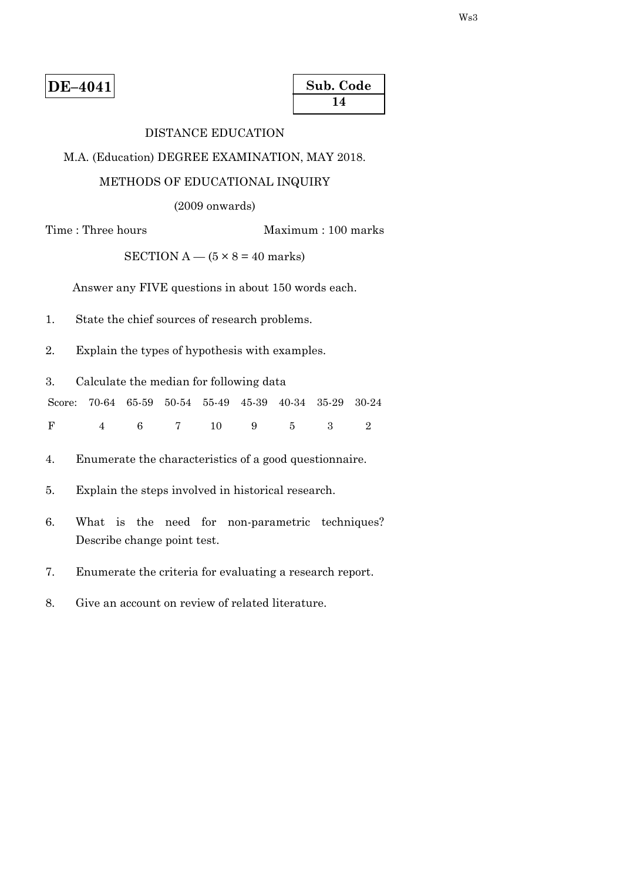**DE–4041**

| Sub. Code |
|---|
| **14** |

DISTANCE EDUCATION

M.A. (Education) DEGREE EXAMINATION, MAY 2018.

METHODS OF EDUCATIONAL INQUIRY

(2009 onwards)

Time : Three hours Maximum : 100 marks

SECTION A — (5 × 8 = 40 marks)

Answer any FIVE questions in about 150 words each.

1. State the chief sources of research problems.

2. Explain the types of hypothesis with examples.

3. Calculate the median for following data

| Score: | 70-64 | 65-59 | 50-54 | 55-49 | 45-39 | 40-34 | 35-29 | 30-24 |
|---|---|---|---|---|---|---|---|---|
| F | 4 | 6 | 7 | 10 | 9 | 5 | 3 | 2 |

4. Enumerate the characteristics of a good questionnaire.

5. Explain the steps involved in historical research.

6. What is the need for non-parametric techniques? Describe change point test.

7. Enumerate the criteria for evaluating a research report.

8. Give an account on review of related literature.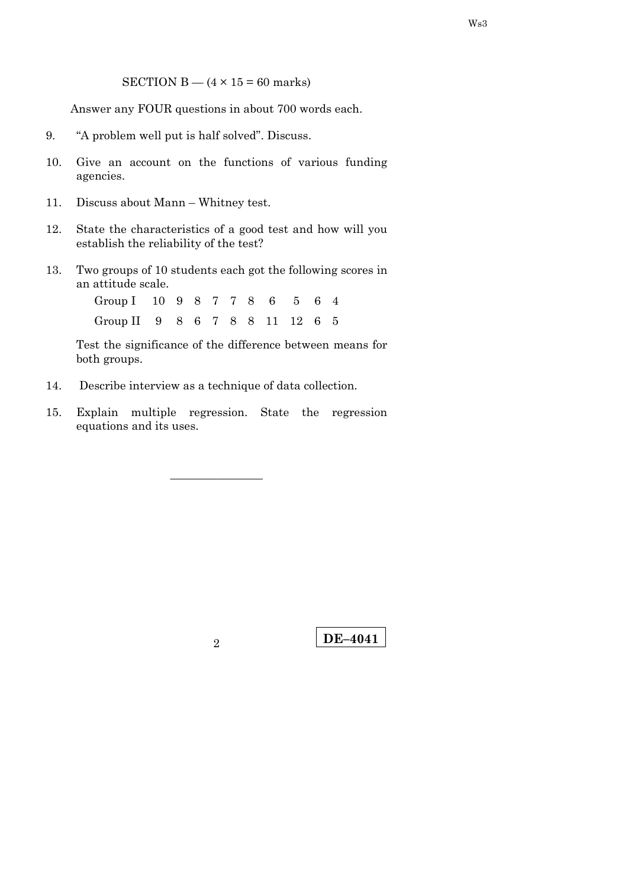## SECTION B — (4 × 15 = 60 marks)

Answer any FOUR questions in about 700 words each.

9. "A problem well put is half solved". Discuss.

10. Give an account on the functions of various funding agencies.

11. Discuss about Mann – Whitney test.

12. State the characteristics of a good test and how will you establish the reliability of the test?

13. Two groups of 10 students each got the following scores in an attitude scale.

| Group I | 10 | 9 | 8 | 7 | 7 | 8 | 6 | 5 | 6 | 4 |
|---|---|---|---|---|---|---|---|---|---|---|
| Group II | 9 | 8 | 6 | 7 | 8 | 8 | 11 | 12 | 6 | 5 |

Test the significance of the difference between means for both groups.

14. Describe interview as a technique of data collection.

15. Explain multiple regression. State the regression equations and its uses.

————————

DE–4041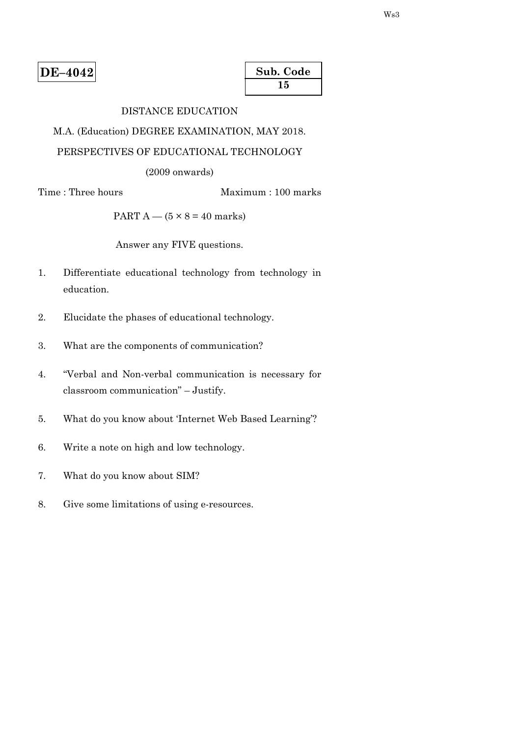**DE–4042**

| Sub. Code |
|---|
| **15** |

DISTANCE EDUCATION

M.A. (Education) DEGREE EXAMINATION, MAY 2018.

PERSPECTIVES OF EDUCATIONAL TECHNOLOGY

(2009 onwards)

Time : Three hours　　　　　　　　Maximum : 100 marks

PART A — (5 × 8 = 40 marks)

Answer any FIVE questions.

1. Differentiate educational technology from technology in education.

2. Elucidate the phases of educational technology.

3. What are the components of communication?

4. "Verbal and Non-verbal communication is necessary for classroom communication" – Justify.

5. What do you know about 'Internet Web Based Learning'?

6. Write a note on high and low technology.

7. What do you know about SIM?

8. Give some limitations of using e-resources.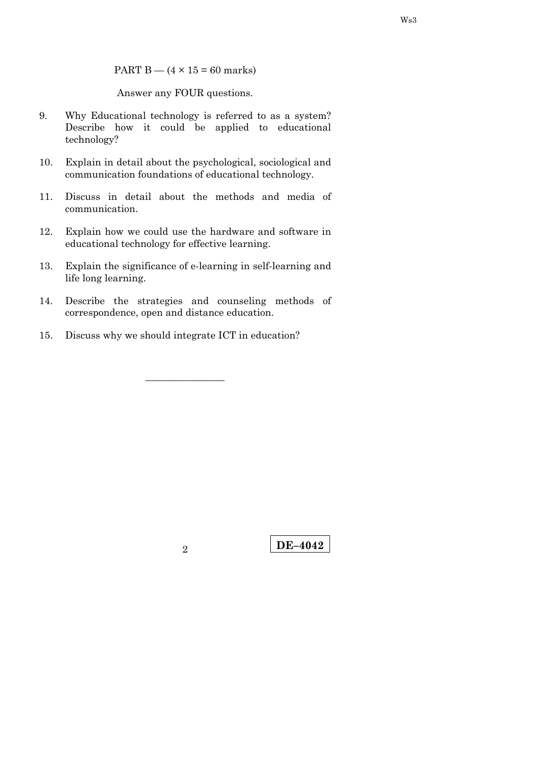PART B — (4 × 15 = 60 marks)

Answer any FOUR questions.

9. Why Educational technology is referred to as a system? Describe how it could be applied to educational technology?

10. Explain in detail about the psychological, sociological and communication foundations of educational technology.

11. Discuss in detail about the methods and media of communication.

12. Explain how we could use the hardware and software in educational technology for effective learning.

13. Explain the significance of e-learning in self-learning and life long learning.

14. Describe the strategies and counseling methods of correspondence, open and distance education.

15. Discuss why we should integrate ICT in education?

———————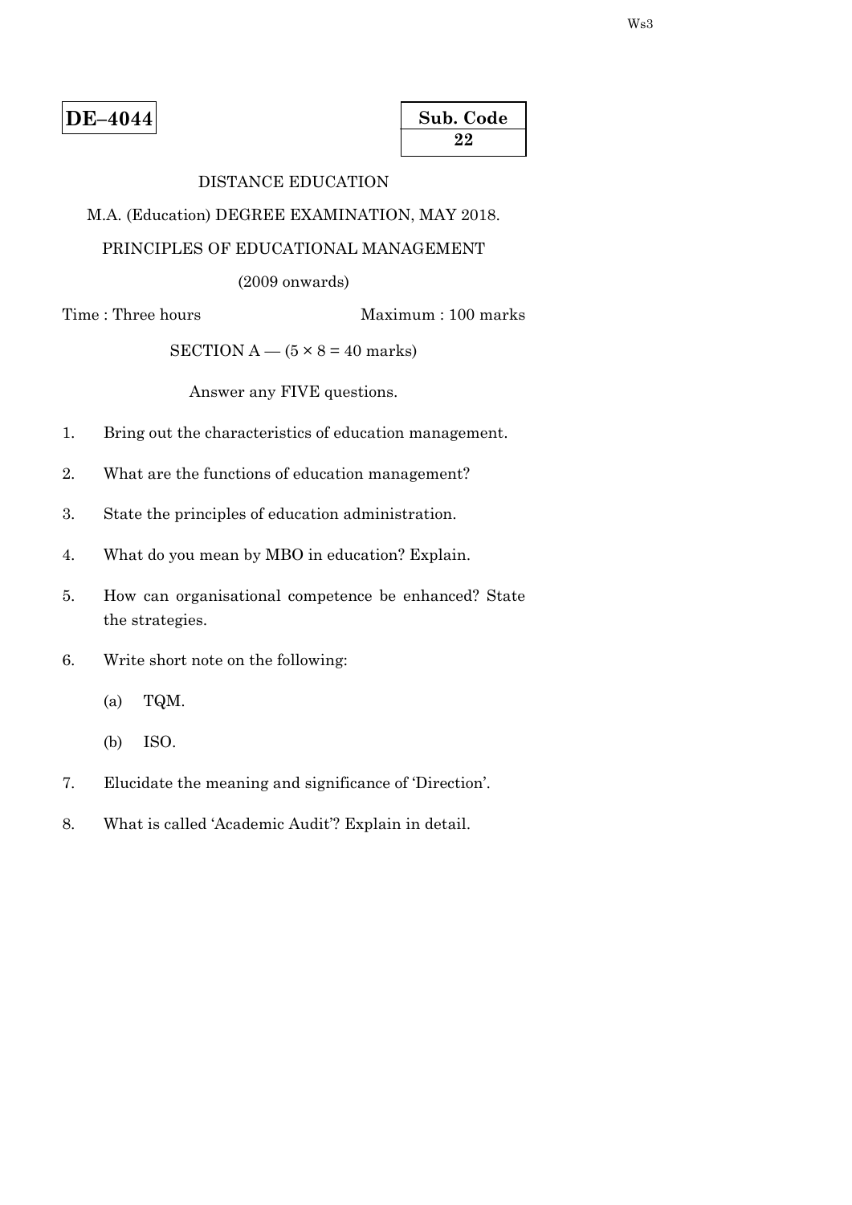**DE–4044**

| Sub. Code |
|---|
| 22 |

DISTANCE EDUCATION

M.A. (Education) DEGREE EXAMINATION, MAY 2018.

PRINCIPLES OF EDUCATIONAL MANAGEMENT

(2009 onwards)

Time : Three hours    Maximum : 100 marks

SECTION A — ($5 \times 8 = 40$ marks)

Answer any FIVE questions.

1. Bring out the characteristics of education management.

2. What are the functions of education management?

3. State the principles of education administration.

4. What do you mean by MBO in education? Explain.

5. How can organisational competence be enhanced? State the strategies.

6. Write short note on the following:

   (a) TQM.

   (b) ISO.

7. Elucidate the meaning and significance of 'Direction'.

8. What is called 'Academic Audit'? Explain in detail.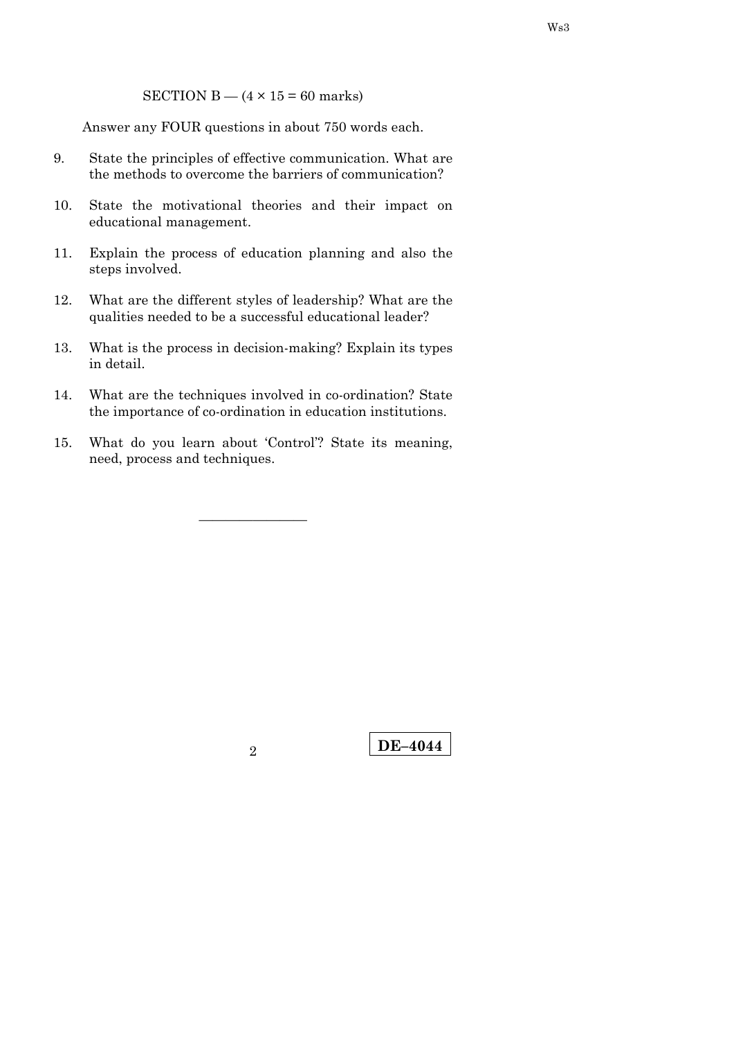## SECTION B — (4 × 15 = 60 marks)

Answer any FOUR questions in about 750 words each.

9. State the principles of effective communication. What are the methods to overcome the barriers of communication?

10. State the motivational theories and their impact on educational management.

11. Explain the process of education planning and also the steps involved.

12. What are the different styles of leadership? What are the qualities needed to be a successful educational leader?

13. What is the process in decision-making? Explain its types in detail.

14. What are the techniques involved in co-ordination? State the importance of co-ordination in education institutions.

15. What do you learn about 'Control'? State its meaning, need, process and techniques.

---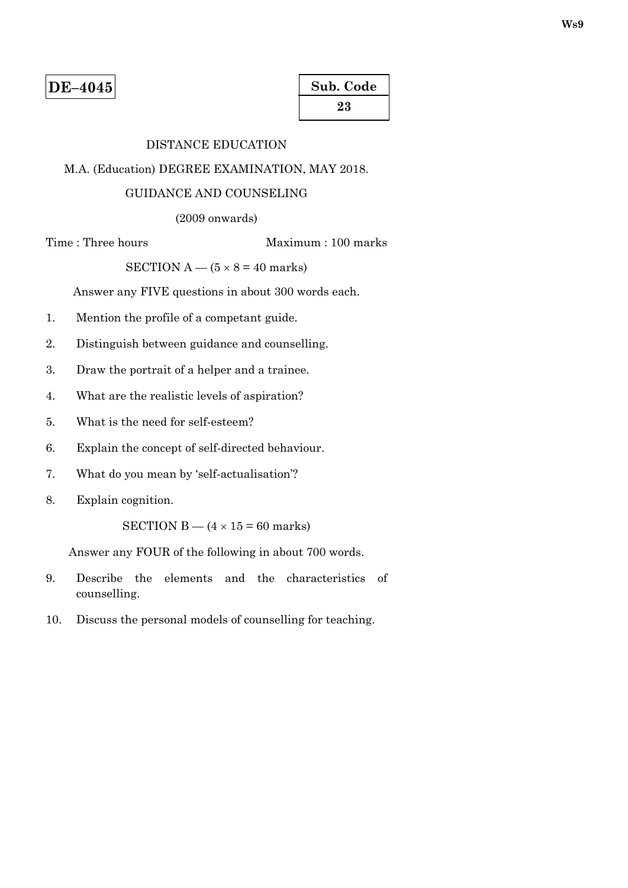**DE–4045**

**Sub. Code**

**23**

DISTANCE EDUCATION

M.A. (Education) DEGREE EXAMINATION, MAY 2018.

GUIDANCE AND COUNSELING

(2009 onwards)

Time : Three hours　　　　　　　　Maximum : 100 marks

SECTION A — (5 × 8 = 40 marks)

Answer any FIVE questions in about 300 words each.

1. Mention the profile of a competant guide.
2. Distinguish between guidance and counselling.
3. Draw the portrait of a helper and a trainee.
4. What are the realistic levels of aspiration?
5. What is the need for self-esteem?
6. Explain the concept of self-directed behaviour.
7. What do you mean by 'self-actualisation'?
8. Explain cognition.

SECTION B — (4 × 15 = 60 marks)

Answer any FOUR of the following in about 700 words.

9. Describe the elements and the characteristics of counselling.
10. Discuss the personal models of counselling for teaching.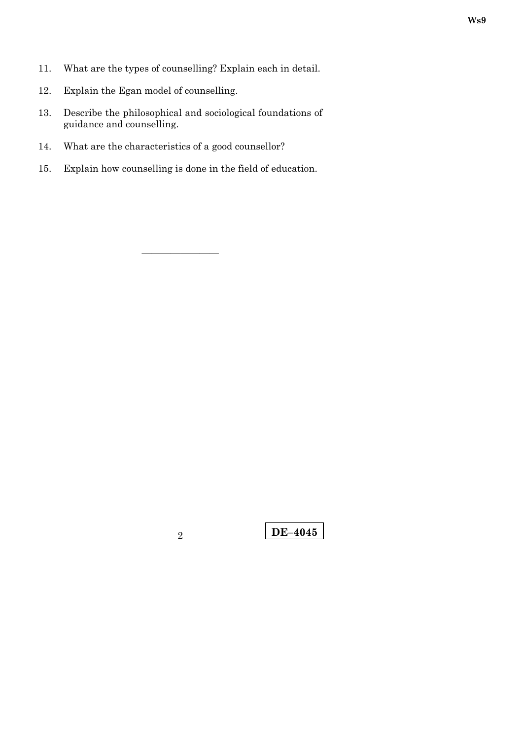11. What are the types of counselling? Explain each in detail.

12. Explain the Egan model of counselling.

13. Describe the philosophical and sociological foundations of guidance and counselling.

14. What are the characteristics of a good counsellor?

15. Explain how counselling is done in the field of education.

---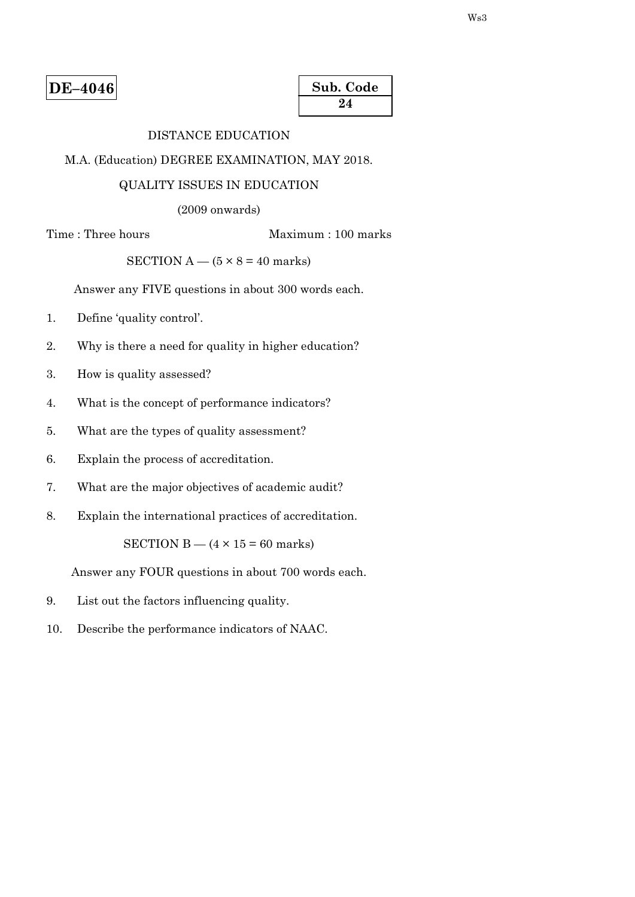**DE–4046**

**Sub. Code**
**24**

DISTANCE EDUCATION

M.A. (Education) DEGREE EXAMINATION, MAY 2018.

QUALITY ISSUES IN EDUCATION

(2009 onwards)

Time : Three hours Maximum : 100 marks

SECTION A — (5 × 8 = 40 marks)

Answer any FIVE questions in about 300 words each.

1. Define 'quality control'.

2. Why is there a need for quality in higher education?

3. How is quality assessed?

4. What is the concept of performance indicators?

5. What are the types of quality assessment?

6. Explain the process of accreditation.

7. What are the major objectives of academic audit?

8. Explain the international practices of accreditation.

SECTION B — (4 × 15 = 60 marks)

Answer any FOUR questions in about 700 words each.

9. List out the factors influencing quality.

10. Describe the performance indicators of NAAC.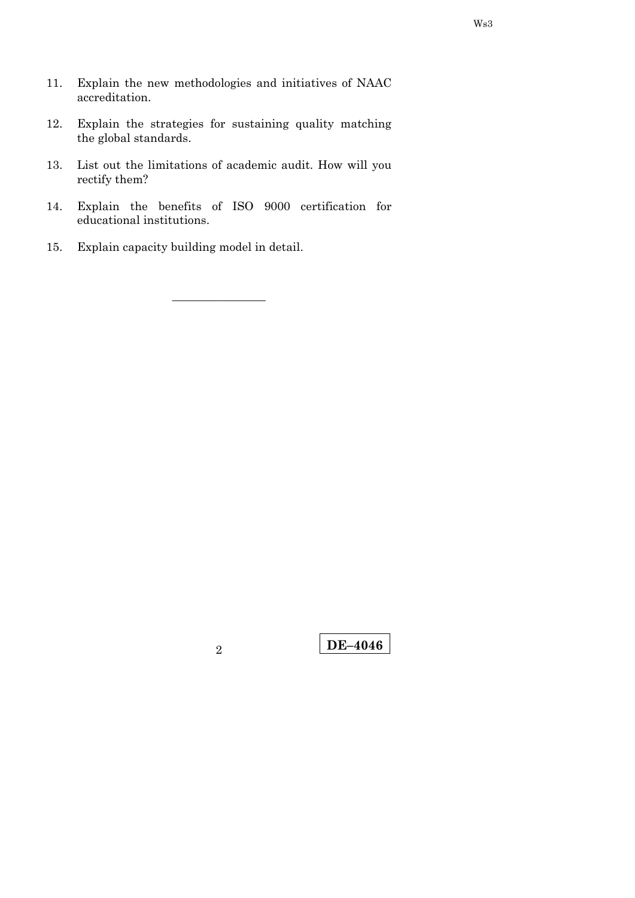11. Explain the new methodologies and initiatives of NAAC accreditation.

12. Explain the strategies for sustaining quality matching the global standards.

13. List out the limitations of academic audit. How will you rectify them?

14. Explain the benefits of ISO 9000 certification for educational institutions.

15. Explain capacity building model in detail.

———————